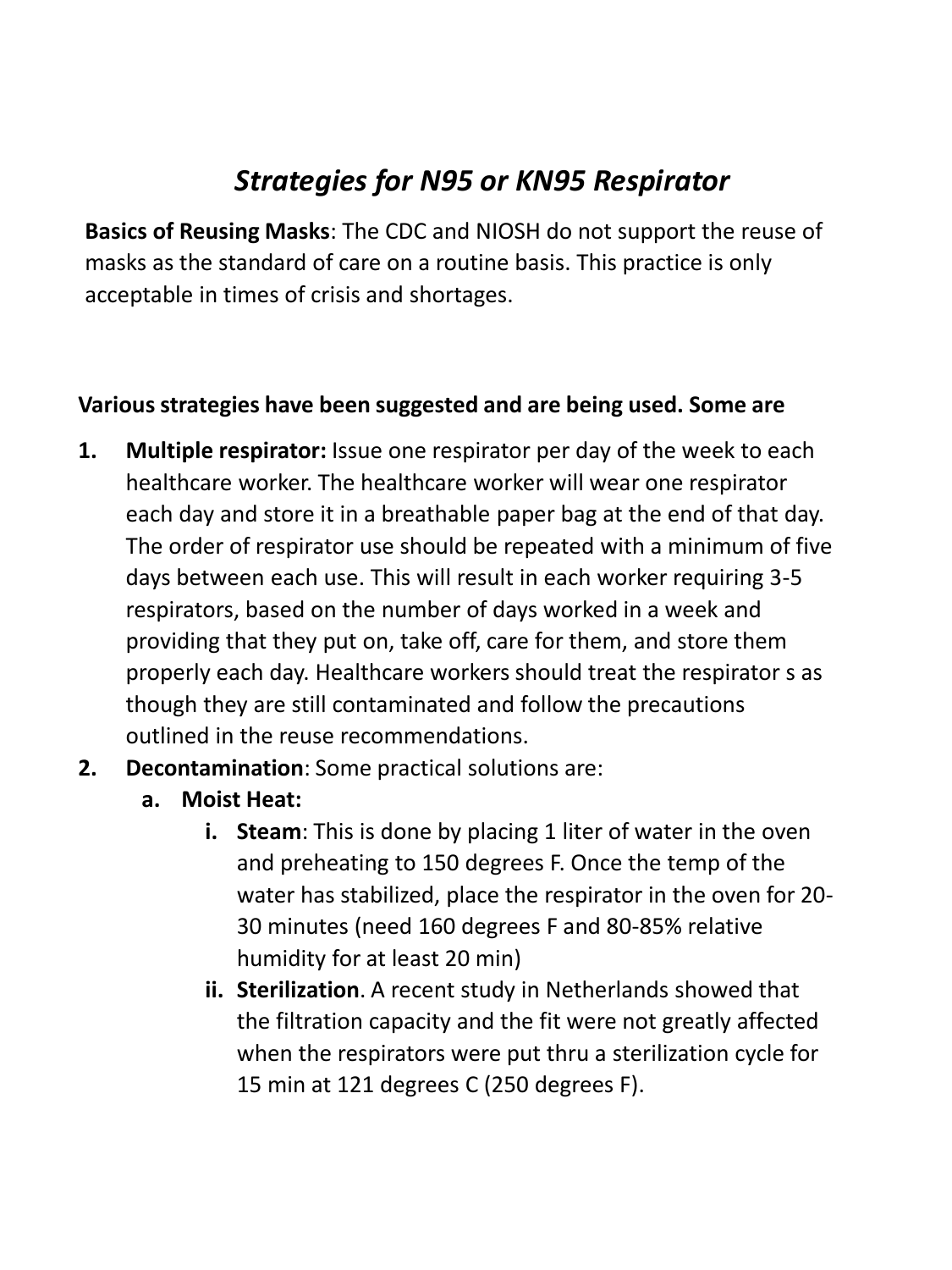# *Strategies for N95 or KN95 Respirator*

**Basics of Reusing Masks**: The CDC and NIOSH do not support the reuse of masks as the standard of care on a routine basis. This practice is only acceptable in times of crisis and shortages.

**Various strategies have been suggested and are being used. Some are**

1. **Multiple respirator:** Issue one respirator per day of the week to each healthcare worker. The healthcare worker will wear one respirator each day and store it in a breathable paper bag at the end of that day. The order of respirator use should be repeated with a minimum of five days between each use. This will result in each worker requiring 3-5 respirators, based on the number of days worked in a week and providing that they put on, take off, care for them, and store them properly each day. Healthcare workers should treat the respirator s as though they are still contaminated and follow the precautions outlined in the reuse recommendations.
2. **Decontamination**: Some practical solutions are:
   a. **Moist Heat:**
      i. **Steam**: This is done by placing 1 liter of water in the oven and preheating to 150 degrees F. Once the temp of the water has stabilized, place the respirator in the oven for 20-30 minutes (need 160 degrees F and 80-85% relative humidity for at least 20 min)
      ii. **Sterilization**. A recent study in Netherlands showed that the filtration capacity and the fit were not greatly affected when the respirators were put thru a sterilization cycle for 15 min at 121 degrees C (250 degrees F).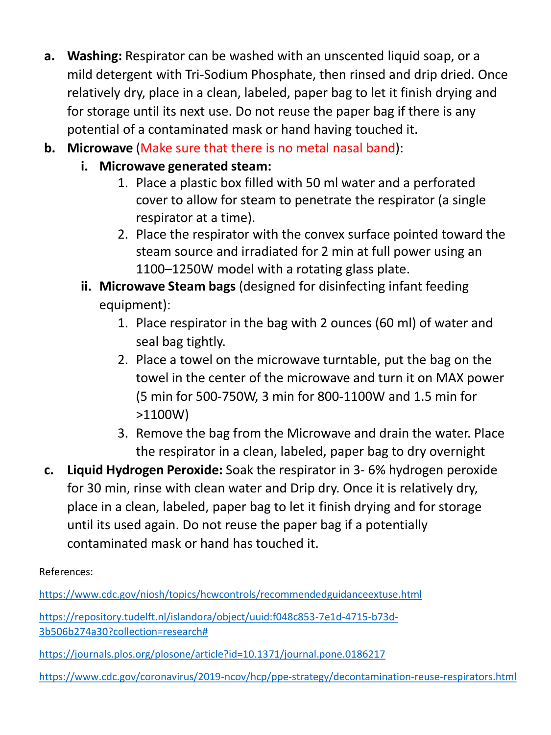a. **Washing:** Respirator can be washed with an unscented liquid soap, or a mild detergent with Tri-Sodium Phosphate, then rinsed and drip dried. Once relatively dry, place in a clean, labeled, paper bag to let it finish drying and for storage until its next use. Do not reuse the paper bag if there is any potential of a contaminated mask or hand having touched it.

b. **Microwave** (Make sure that there is no metal nasal band):

   i. **Microwave generated steam:**

      1. Place a plastic box filled with 50 ml water and a perforated cover to allow for steam to penetrate the respirator (a single respirator at a time).
      2. Place the respirator with the convex surface pointed toward the steam source and irradiated for 2 min at full power using an 1100–1250W model with a rotating glass plate.

   ii. **Microwave Steam bags** (designed for disinfecting infant feeding equipment):

      1. Place respirator in the bag with 2 ounces (60 ml) of water and seal bag tightly.
      2. Place a towel on the microwave turntable, put the bag on the towel in the center of the microwave and turn it on MAX power (5 min for 500-750W, 3 min for 800-1100W and 1.5 min for >1100W)
      3. Remove the bag from the Microwave and drain the water. Place the respirator in a clean, labeled, paper bag to dry overnight

c. **Liquid Hydrogen Peroxide:** Soak the respirator in 3- 6% hydrogen peroxide for 30 min, rinse with clean water and Drip dry. Once it is relatively dry, place in a clean, labeled, paper bag to let it finish drying and for storage until its used again. Do not reuse the paper bag if a potentially contaminated mask or hand has touched it.

References:

https://www.cdc.gov/niosh/topics/hcwcontrols/recommendedguidanceextuse.html

https://repository.tudelft.nl/islandora/object/uuid:f048c853-7e1d-4715-b73d-3b506b274a30?collection=research#

https://journals.plos.org/plosone/article?id=10.1371/journal.pone.0186217

https://www.cdc.gov/coronavirus/2019-ncov/hcp/ppe-strategy/decontamination-reuse-respirators.html